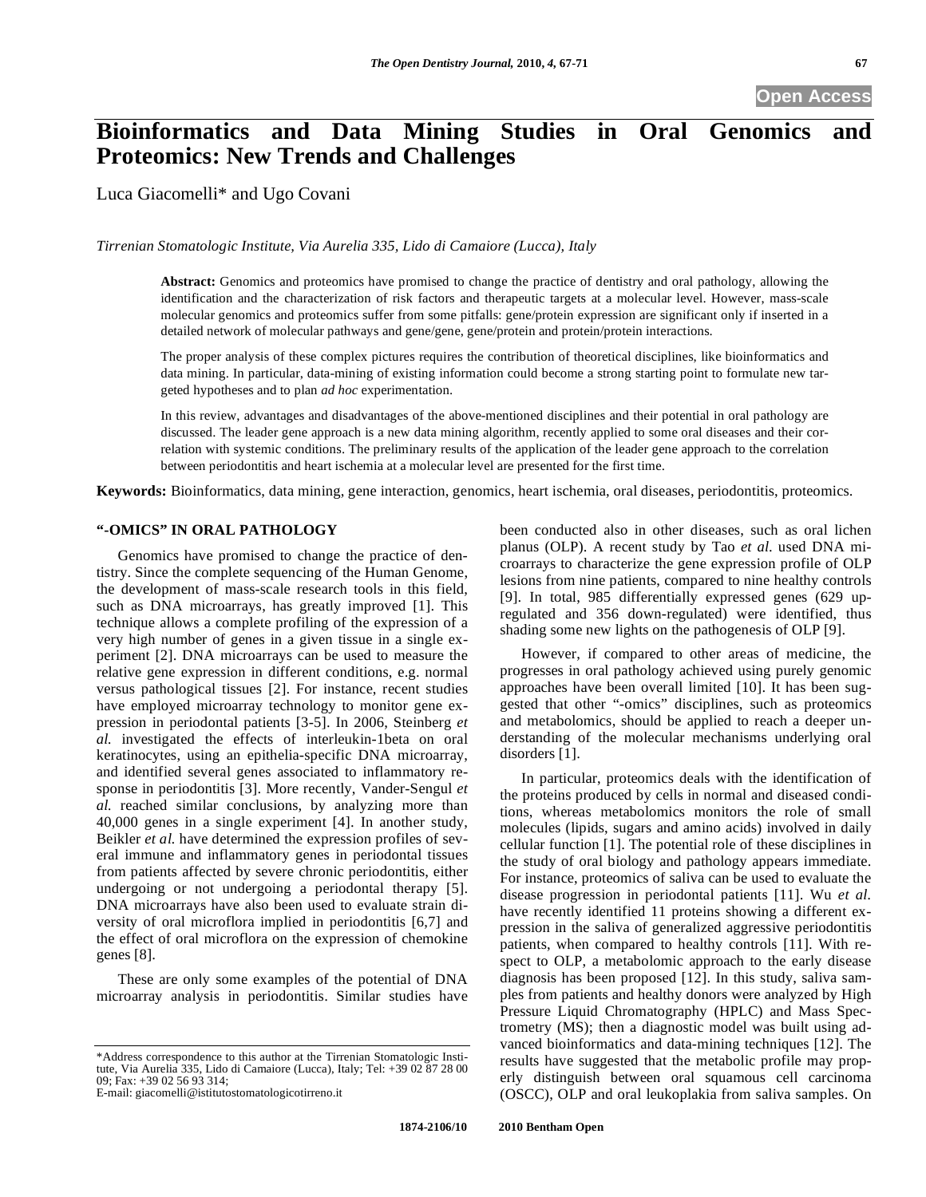Open Access

# Bioinformatics and Data Mining Studies in Oral Genomics and Proteomics: New Trends and Challenges

Luca Giacomelli* and Ugo Covani

*Tirrenian Stomatologic Institute, Via Aurelia 335, Lido di Camaiore (Lucca), Italy*

**Abstract:** Genomics and proteomics have promised to change the practice of dentistry and oral pathology, allowing the identification and the characterization of risk factors and therapeutic targets at a molecular level. However, mass-scale molecular genomics and proteomics suffer from some pitfalls: gene/protein expression are significant only if inserted in a detailed network of molecular pathways and gene/gene, gene/protein and protein/protein interactions.

The proper analysis of these complex pictures requires the contribution of theoretical disciplines, like bioinformatics and data mining. In particular, data-mining of existing information could become a strong starting point to formulate new targeted hypotheses and to plan *ad hoc* experimentation.

In this review, advantages and disadvantages of the above-mentioned disciplines and their potential in oral pathology are discussed. The leader gene approach is a new data mining algorithm, recently applied to some oral diseases and their correlation with systemic conditions. The preliminary results of the application of the leader gene approach to the correlation between periodontitis and heart ischemia at a molecular level are presented for the first time.

**Keywords:** Bioinformatics, data mining, gene interaction, genomics, heart ischemia, oral diseases, periodontitis, proteomics.

## "-OMICS" IN ORAL PATHOLOGY

Genomics have promised to change the practice of dentistry. Since the complete sequencing of the Human Genome, the development of mass-scale research tools in this field, such as DNA microarrays, has greatly improved [1]. This technique allows a complete profiling of the expression of a very high number of genes in a given tissue in a single experiment [2]. DNA microarrays can be used to measure the relative gene expression in different conditions, e.g. normal versus pathological tissues [2]. For instance, recent studies have employed microarray technology to monitor gene expression in periodontal patients [3-5]. In 2006, Steinberg *et al.* investigated the effects of interleukin-1beta on oral keratinocytes, using an epithelia-specific DNA microarray, and identified several genes associated to inflammatory response in periodontitis [3]. More recently, Vander-Sengul *et al.* reached similar conclusions, by analyzing more than 40,000 genes in a single experiment [4]. In another study, Beikler *et al.* have determined the expression profiles of several immune and inflammatory genes in periodontal tissues from patients affected by severe chronic periodontitis, either undergoing or not undergoing a periodontal therapy [5]. DNA microarrays have also been used to evaluate strain diversity of oral microflora implied in periodontitis [6,7] and the effect of oral microflora on the expression of chemokine genes [8].

These are only some examples of the potential of DNA microarray analysis in periodontitis. Similar studies have been conducted also in other diseases, such as oral lichen planus (OLP). A recent study by Tao *et al.* used DNA microarrays to characterize the gene expression profile of OLP lesions from nine patients, compared to nine healthy controls [9]. In total, 985 differentially expressed genes (629 up-regulated and 356 down-regulated) were identified, thus shading some new lights on the pathogenesis of OLP [9].

However, if compared to other areas of medicine, the progresses in oral pathology achieved using purely genomic approaches have been overall limited [10]. It has been suggested that other "-omics" disciplines, such as proteomics and metabolomics, should be applied to reach a deeper understanding of the molecular mechanisms underlying oral disorders [1].

In particular, proteomics deals with the identification of the proteins produced by cells in normal and diseased conditions, whereas metabolomics monitors the role of small molecules (lipids, sugars and amino acids) involved in daily cellular function [1]. The potential role of these disciplines in the study of oral biology and pathology appears immediate. For instance, proteomics of saliva can be used to evaluate the disease progression in periodontal patients [11]. Wu *et al.* have recently identified 11 proteins showing a different expression in the saliva of generalized aggressive periodontitis patients, when compared to healthy controls [11]. With respect to OLP, a metabolomic approach to the early disease diagnosis has been proposed [12]. In this study, saliva samples from patients and healthy donors were analyzed by High Pressure Liquid Chromatography (HPLC) and Mass Spectrometry (MS); then a diagnostic model was built using advanced bioinformatics and data-mining techniques [12]. The results have suggested that the metabolic profile may properly distinguish between oral squamous cell carcinoma (OSCC), OLP and oral leukoplakia from saliva samples. On

*Address correspondence to this author at the Tirrenian Stomatologic Institute, Via Aurelia 335, Lido di Camaiore (Lucca), Italy; Tel: +39 02 87 28 00 09; Fax: +39 02 56 93 314;
E-mail: giacomelli@istitutostomatologicotirreno.it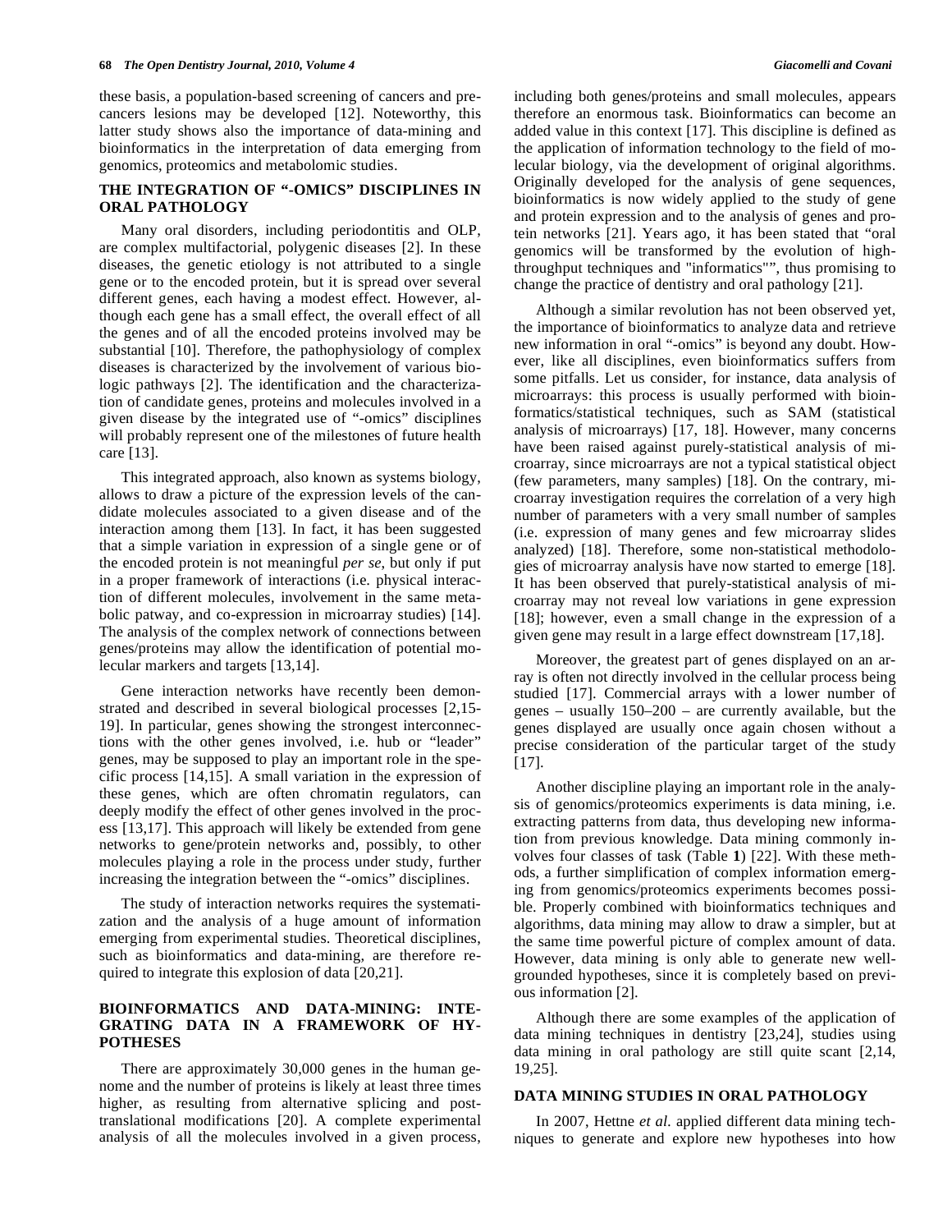these basis, a population-based screening of cancers and pre-cancers lesions may be developed [12]. Noteworthy, this latter study shows also the importance of data-mining and bioinformatics in the interpretation of data emerging from genomics, proteomics and metabolomic studies.

## THE INTEGRATION OF "-OMICS" DISCIPLINES IN ORAL PATHOLOGY

Many oral disorders, including periodontitis and OLP, are complex multifactorial, polygenic diseases [2]. In these diseases, the genetic etiology is not attributed to a single gene or to the encoded protein, but it is spread over several different genes, each having a modest effect. However, although each gene has a small effect, the overall effect of all the genes and of all the encoded proteins involved may be substantial [10]. Therefore, the pathophysiology of complex diseases is characterized by the involvement of various biologic pathways [2]. The identification and the characterization of candidate genes, proteins and molecules involved in a given disease by the integrated use of "-omics" disciplines will probably represent one of the milestones of future health care [13].

This integrated approach, also known as systems biology, allows to draw a picture of the expression levels of the candidate molecules associated to a given disease and of the interaction among them [13]. In fact, it has been suggested that a simple variation in expression of a single gene or of the encoded protein is not meaningful *per se*, but only if put in a proper framework of interactions (i.e. physical interaction of different molecules, involvement in the same metabolic patway, and co-expression in microarray studies) [14]. The analysis of the complex network of connections between genes/proteins may allow the identification of potential molecular markers and targets [13,14].

Gene interaction networks have recently been demonstrated and described in several biological processes [2,15-19]. In particular, genes showing the strongest interconnections with the other genes involved, i.e. hub or "leader" genes, may be supposed to play an important role in the specific process [14,15]. A small variation in the expression of these genes, which are often chromatin regulators, can deeply modify the effect of other genes involved in the process [13,17]. This approach will likely be extended from gene networks to gene/protein networks and, possibly, to other molecules playing a role in the process under study, further increasing the integration between the "-omics" disciplines.

The study of interaction networks requires the systematization and the analysis of a huge amount of information emerging from experimental studies. Theoretical disciplines, such as bioinformatics and data-mining, are therefore required to integrate this explosion of data [20,21].

## BIOINFORMATICS AND DATA-MINING: INTEGRATING DATA IN A FRAMEWORK OF HYPOTHESES

There are approximately 30,000 genes in the human genome and the number of proteins is likely at least three times higher, as resulting from alternative splicing and post-translational modifications [20]. A complete experimental analysis of all the molecules involved in a given process, including both genes/proteins and small molecules, appears therefore an enormous task. Bioinformatics can become an added value in this context [17]. This discipline is defined as the application of information technology to the field of molecular biology, via the development of original algorithms. Originally developed for the analysis of gene sequences, bioinformatics is now widely applied to the study of gene and protein expression and to the analysis of genes and protein networks [21]. Years ago, it has been stated that "oral genomics will be transformed by the evolution of high-throughput techniques and "informatics"", thus promising to change the practice of dentistry and oral pathology [21].

Although a similar revolution has not been observed yet, the importance of bioinformatics to analyze data and retrieve new information in oral "-omics" is beyond any doubt. However, like all disciplines, even bioinformatics suffers from some pitfalls. Let us consider, for instance, data analysis of microarrays: this process is usually performed with bioinformatics/statistical techniques, such as SAM (statistical analysis of microarrays) [17, 18]. However, many concerns have been raised against purely-statistical analysis of microarray, since microarrays are not a typical statistical object (few parameters, many samples) [18]. On the contrary, microarray investigation requires the correlation of a very high number of parameters with a very small number of samples (i.e. expression of many genes and few microarray slides analyzed) [18]. Therefore, some non-statistical methodologies of microarray analysis have now started to emerge [18]. It has been observed that purely-statistical analysis of microarray may not reveal low variations in gene expression [18]; however, even a small change in the expression of a given gene may result in a large effect downstream [17,18].

Moreover, the greatest part of genes displayed on an array is often not directly involved in the cellular process being studied [17]. Commercial arrays with a lower number of genes – usually 150–200 – are currently available, but the genes displayed are usually once again chosen without a precise consideration of the particular target of the study [17].

Another discipline playing an important role in the analysis of genomics/proteomics experiments is data mining, i.e. extracting patterns from data, thus developing new information from previous knowledge. Data mining commonly involves four classes of task (Table **1**) [22]. With these methods, a further simplification of complex information emerging from genomics/proteomics experiments becomes possible. Properly combined with bioinformatics techniques and algorithms, data mining may allow to draw a simpler, but at the same time powerful picture of complex amount of data. However, data mining is only able to generate new well-grounded hypotheses, since it is completely based on previous information [2].

Although there are some examples of the application of data mining techniques in dentistry [23,24], studies using data mining in oral pathology are still quite scant [2,14, 19,25].

## DATA MINING STUDIES IN ORAL PATHOLOGY

In 2007, Hettne *et al.* applied different data mining techniques to generate and explore new hypotheses into how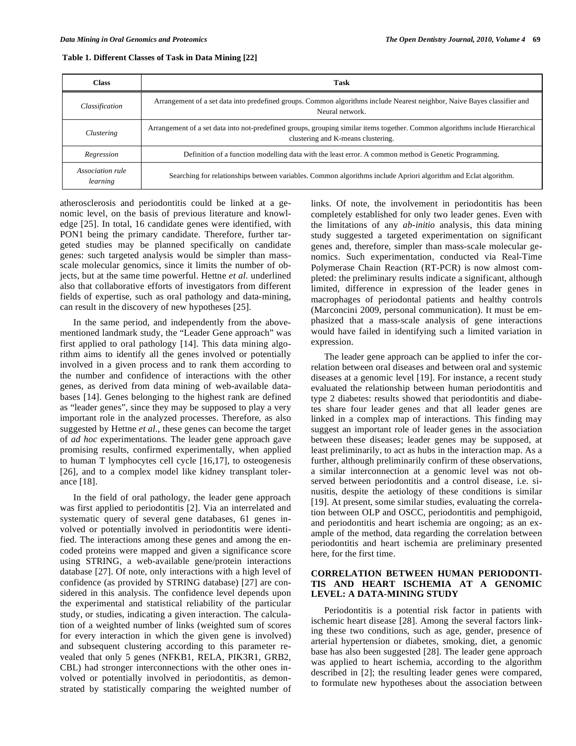**Table 1. Different Classes of Task in Data Mining [22]**

| Class | Task |
|---|---|
| *Classification* | Arrangement of a set data into predefined groups. Common algorithms include Nearest neighbor, Naive Bayes classifier and Neural network. |
| *Clustering* | Arrangement of a set data into not-predefined groups, grouping similar items together. Common algorithms include Hierarchical clustering and K-means clustering. |
| *Regression* | Definition of a function modelling data with the least error. A common method is Genetic Programming. |
| *Association rule learning* | Searching for relationships between variables. Common algorithms include Apriori algorithm and Eclat algorithm. |

atherosclerosis and periodontitis could be linked at a genomic level, on the basis of previous literature and knowledge [25]. In total, 16 candidate genes were identified, with PON1 being the primary candidate. Therefore, further targeted studies may be planned specifically on candidate genes: such targeted analysis would be simpler than mass-scale molecular genomics, since it limits the number of objects, but at the same time powerful. Hettne *et al*. underlined also that collaborative efforts of investigators from different fields of expertise, such as oral pathology and data-mining, can result in the discovery of new hypotheses [25].

In the same period, and independently from the above-mentioned landmark study, the "Leader Gene approach" was first applied to oral pathology [14]. This data mining algorithm aims to identify all the genes involved or potentially involved in a given process and to rank them according to the number and confidence of interactions with the other genes, as derived from data mining of web-available databases [14]. Genes belonging to the highest rank are defined as "leader genes", since they may be supposed to play a very important role in the analyzed processes. Therefore, as also suggested by Hettne *et al*., these genes can become the target of *ad hoc* experimentations. The leader gene approach gave promising results, confirmed experimentally, when applied to human T lymphocytes cell cycle [16,17], to osteogenesis [26], and to a complex model like kidney transplant tolerance [18].

In the field of oral pathology, the leader gene approach was first applied to periodontitis [2]. Via an interrelated and systematic query of several gene databases, 61 genes involved or potentially involved in periodontitis were identified. The interactions among these genes and among the encoded proteins were mapped and given a significance score using STRING, a web-available gene/protein interactions database [27]. Of note, only interactions with a high level of confidence (as provided by STRING database) [27] are considered in this analysis. The confidence level depends upon the experimental and statistical reliability of the particular study, or studies, indicating a given interaction. The calculation of a weighted number of links (weighted sum of scores for every interaction in which the given gene is involved) and subsequent clustering according to this parameter revealed that only 5 genes (NFKB1, RELA, PIK3R1, GRB2, CBL) had stronger interconnections with the other ones involved or potentially involved in periodontitis, as demonstrated by statistically comparing the weighted number of links. Of note, the involvement in periodontitis has been completely established for only two leader genes. Even with the limitations of any *ab-initio* analysis, this data mining study suggested a targeted experimentation on significant genes and, therefore, simpler than mass-scale molecular genomics. Such experimentation, conducted via Real-Time Polymerase Chain Reaction (RT-PCR) is now almost completed: the preliminary results indicate a significant, although limited, difference in expression of the leader genes in macrophages of periodontal patients and healthy controls (Marconcini 2009, personal communication). It must be emphasized that a mass-scale analysis of gene interactions would have failed in identifying such a limited variation in expression.

The leader gene approach can be applied to infer the correlation between oral diseases and between oral and systemic diseases at a genomic level [19]. For instance, a recent study evaluated the relationship between human periodontitis and type 2 diabetes: results showed that periodontitis and diabetes share four leader genes and that all leader genes are linked in a complex map of interactions. This finding may suggest an important role of leader genes in the association between these diseases; leader genes may be supposed, at least preliminarily, to act as hubs in the interaction map. As a further, although preliminarily confirm of these observations, a similar interconnection at a genomic level was not observed between periodontitis and a control disease, i.e. sinusitis, despite the aetiology of these conditions is similar [19]. At present, some similar studies, evaluating the correlation between OLP and OSCC, periodontitis and pemphigoid, and periodontitis and heart ischemia are ongoing; as an example of the method, data regarding the correlation between periodontitis and heart ischemia are preliminary presented here, for the first time.

## CORRELATION BETWEEN HUMAN PERIODONTITIS AND HEART ISCHEMIA AT A GENOMIC LEVEL: A DATA-MINING STUDY

Periodontitis is a potential risk factor in patients with ischemic heart disease [28]. Among the several factors linking these two conditions, such as age, gender, presence of arterial hypertension or diabetes, smoking, diet, a genomic base has also been suggested [28]. The leader gene approach was applied to heart ischemia, according to the algorithm described in [2]; the resulting leader genes were compared, to formulate new hypotheses about the association between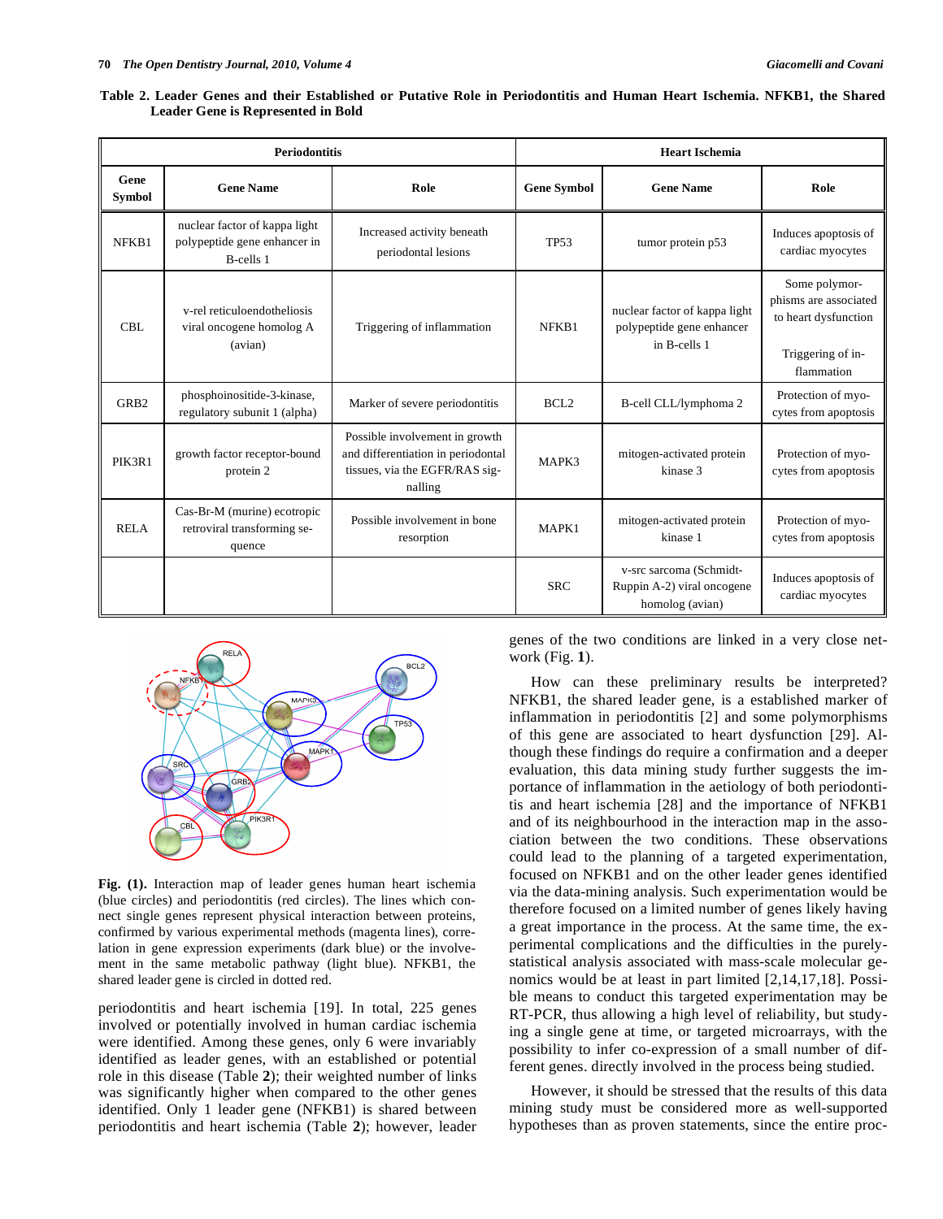**Table 2. Leader Genes and their Established or Putative Role in Periodontitis and Human Heart Ischemia. NFKB1, the Shared Leader Gene is Represented in Bold**

| Periodontitis | | | Heart Ischemia | | |
|---|---|---|---|---|---|
| Gene Symbol | Gene Name | Role | Gene Symbol | Gene Name | Role |
| NFKB1 | nuclear factor of kappa light polypeptide gene enhancer in B-cells 1 | Increased activity beneath periodontal lesions | TP53 | tumor protein p53 | Induces apoptosis of cardiac myocytes |
| CBL | v-rel reticuloendotheliosis viral oncogene homolog A (avian) | Triggering of inflammation | NFKB1 | nuclear factor of kappa light polypeptide gene enhancer in B-cells 1 | Some polymorphisms are associated to heart dysfunction<br>Triggering of inflammation |
| GRB2 | phosphoinositide-3-kinase, regulatory subunit 1 (alpha) | Marker of severe periodontitis | BCL2 | B-cell CLL/lymphoma 2 | Protection of myocytes from apoptosis |
| PIK3R1 | growth factor receptor-bound protein 2 | Possible involvement in growth and differentiation in periodontal tissues, via the EGFR/RAS signalling | MAPK3 | mitogen-activated protein kinase 3 | Protection of myocytes from apoptosis |
| RELA | Cas-Br-M (murine) ecotropic retroviral transforming sequence | Possible involvement in bone resorption | MAPK1 | mitogen-activated protein kinase 1 | Protection of myocytes from apoptosis |
| | | | SRC | v-src sarcoma (Schmidt-Ruppin A-2) viral oncogene homolog (avian) | Induces apoptosis of cardiac myocytes |

**Fig. (1).** Interaction map of leader genes human heart ischemia (blue circles) and periodontitis (red circles). The lines which connect single genes represent physical interaction between proteins, confirmed by various experimental methods (magenta lines), correlation in gene expression experiments (dark blue) or the involvement in the same metabolic pathway (light blue). NFKB1, the shared leader gene is circled in dotted red.

periodontitis and heart ischemia [19]. In total, 225 genes involved or potentially involved in human cardiac ischemia were identified. Among these genes, only 6 were invariably identified as leader genes, with an established or potential role in this disease (Table **2**); their weighted number of links was significantly higher when compared to the other genes identified. Only 1 leader gene (NFKB1) is shared between periodontitis and heart ischemia (Table **2**); however, leader genes of the two conditions are linked in a very close network (Fig. **1**).

How can these preliminary results be interpreted? NFKB1, the shared leader gene, is a established marker of inflammation in periodontitis [2] and some polymorphisms of this gene are associated to heart dysfunction [29]. Although these findings do require a confirmation and a deeper evaluation, this data mining study further suggests the importance of inflammation in the aetiology of both periodontitis and heart ischemia [28] and the importance of NFKB1 and of its neighbourhood in the interaction map in the association between the two conditions. These observations could lead to the planning of a targeted experimentation, focused on NFKB1 and on the other leader genes identified via the data-mining analysis. Such experimentation would be therefore focused on a limited number of genes likely having a great importance in the process. At the same time, the experimental complications and the difficulties in the purely-statistical analysis associated with mass-scale molecular genomics would be at least in part limited [2,14,17,18]. Possible means to conduct this targeted experimentation may be RT-PCR, thus allowing a high level of reliability, but studying a single gene at time, or targeted microarrays, with the possibility to infer co-expression of a small number of different genes. directly involved in the process being studied.

However, it should be stressed that the results of this data mining study must be considered more as well-supported hypotheses than as proven statements, since the entire proc-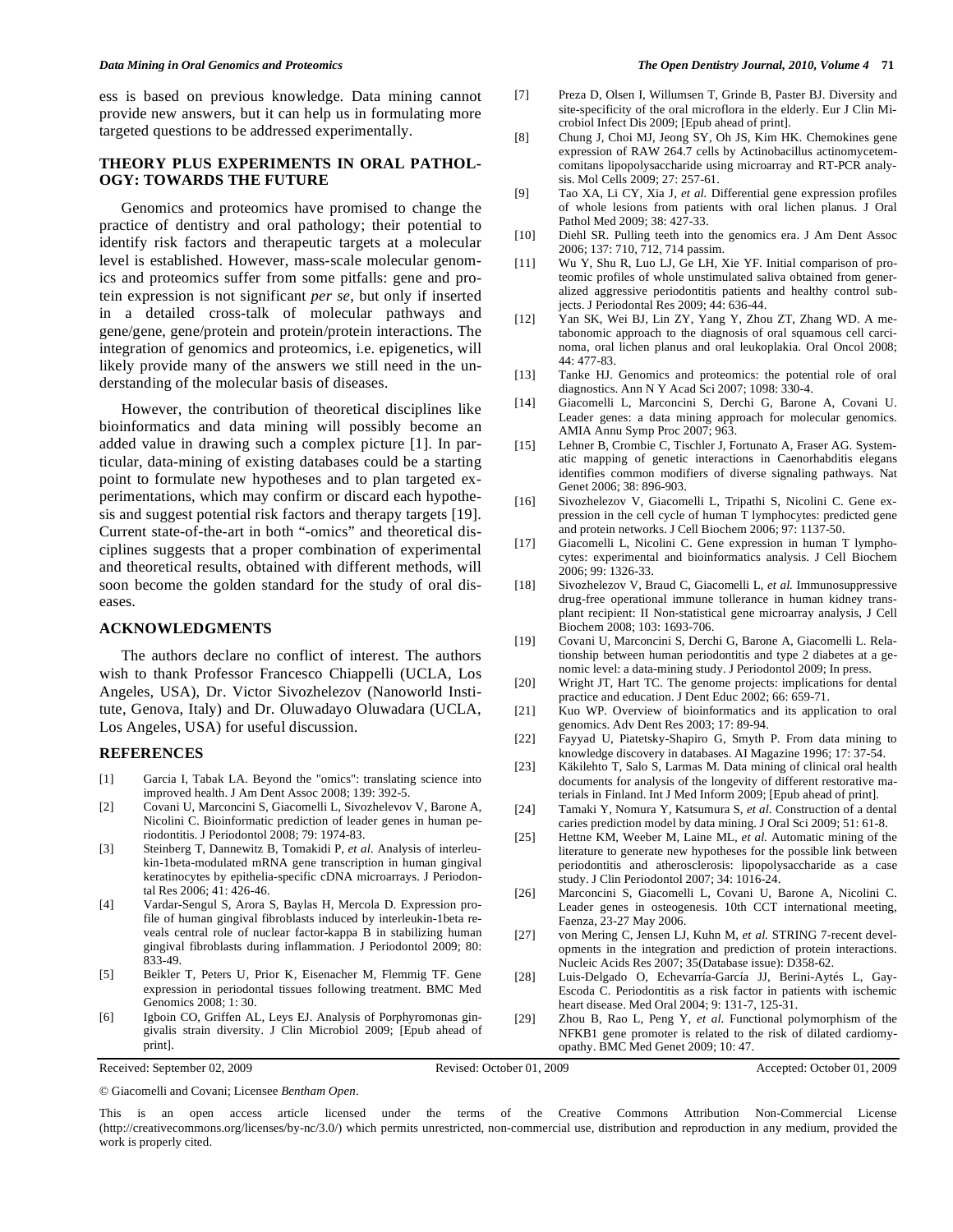ess is based on previous knowledge. Data mining cannot provide new answers, but it can help us in formulating more targeted questions to be addressed experimentally.

## THEORY PLUS EXPERIMENTS IN ORAL PATHOLOGY: TOWARDS THE FUTURE

Genomics and proteomics have promised to change the practice of dentistry and oral pathology; their potential to identify risk factors and therapeutic targets at a molecular level is established. However, mass-scale molecular genomics and proteomics suffer from some pitfalls: gene and protein expression is not significant *per se*, but only if inserted in a detailed cross-talk of molecular pathways and gene/gene, gene/protein and protein/protein interactions. The integration of genomics and proteomics, i.e. epigenetics, will likely provide many of the answers we still need in the understanding of the molecular basis of diseases.

However, the contribution of theoretical disciplines like bioinformatics and data mining will possibly become an added value in drawing such a complex picture [1]. In particular, data-mining of existing databases could be a starting point to formulate new hypotheses and to plan targeted experimentations, which may confirm or discard each hypothesis and suggest potential risk factors and therapy targets [19]. Current state-of-the-art in both "-omics" and theoretical disciplines suggests that a proper combination of experimental and theoretical results, obtained with different methods, will soon become the golden standard for the study of oral diseases.

## ACKNOWLEDGMENTS

The authors declare no conflict of interest. The authors wish to thank Professor Francesco Chiappelli (UCLA, Los Angeles, USA), Dr. Victor Sivozhelezov (Nanoworld Institute, Genova, Italy) and Dr. Oluwadayo Oluwadara (UCLA, Los Angeles, USA) for useful discussion.

## REFERENCES

[1] Garcia I, Tabak LA. Beyond the "omics": translating science into improved health. J Am Dent Assoc 2008; 139: 392-5.

[2] Covani U, Marconcini S, Giacomelli L, Sivozhelevov V, Barone A, Nicolini C. Bioinformatic prediction of leader genes in human periodontitis. J Periodontol 2008; 79: 1974-83.

[3] Steinberg T, Dannewitz B, Tomakidi P, *et al*. Analysis of interleukin-1beta-modulated mRNA gene transcription in human gingival keratinocytes by epithelia-specific cDNA microarrays. J Periodontal Res 2006; 41: 426-46.

[4] Vardar-Sengul S, Arora S, Baylas H, Mercola D. Expression profile of human gingival fibroblasts induced by interleukin-1beta reveals central role of nuclear factor-kappa B in stabilizing human gingival fibroblasts during inflammation. J Periodontol 2009; 80: 833-49.

[5] Beikler T, Peters U, Prior K, Eisenacher M, Flemmig TF. Gene expression in periodontal tissues following treatment. BMC Med Genomics 2008; 1: 30.

[6] Igboin CO, Griffen AL, Leys EJ. Analysis of Porphyromonas gingivalis strain diversity. J Clin Microbiol 2009; [Epub ahead of print].

[7] Preza D, Olsen I, Willumsen T, Grinde B, Paster BJ. Diversity and site-specificity of the oral microflora in the elderly. Eur J Clin Microbiol Infect Dis 2009; [Epub ahead of print].

[8] Chung J, Choi MJ, Jeong SY, Oh JS, Kim HK. Chemokines gene expression of RAW 264.7 cells by Actinobacillus actinomycetemcomitans lipopolysaccharide using microarray and RT-PCR analysis. Mol Cells 2009; 27: 257-61.

[9] Tao XA, Li CY, Xia J, *et al.* Differential gene expression profiles of whole lesions from patients with oral lichen planus. J Oral Pathol Med 2009; 38: 427-33.

[10] Diehl SR. Pulling teeth into the genomics era. J Am Dent Assoc 2006; 137: 710, 712, 714 passim.

[11] Wu Y, Shu R, Luo LJ, Ge LH, Xie YF. Initial comparison of proteomic profiles of whole unstimulated saliva obtained from generalized aggressive periodontitis patients and healthy control subjects. J Periodontal Res 2009; 44: 636-44.

[12] Yan SK, Wei BJ, Lin ZY, Yang Y, Zhou ZT, Zhang WD. A metabonomic approach to the diagnosis of oral squamous cell carcinoma, oral lichen planus and oral leukoplakia. Oral Oncol 2008; 44: 477-83.

[13] Tanke HJ. Genomics and proteomics: the potential role of oral diagnostics. Ann N Y Acad Sci 2007; 1098: 330-4.

[14] Giacomelli L, Marconcini S, Derchi G, Barone A, Covani U. Leader genes: a data mining approach for molecular genomics. AMIA Annu Symp Proc 2007; 963.

[15] Lehner B, Crombie C, Tischler J, Fortunato A, Fraser AG. Systematic mapping of genetic interactions in Caenorhabditis elegans identifies common modifiers of diverse signaling pathways. Nat Genet 2006; 38: 896-903.

[16] Sivozhelezov V, Giacomelli L, Tripathi S, Nicolini C. Gene expression in the cell cycle of human T lymphocytes: predicted gene and protein networks. J Cell Biochem 2006; 97: 1137-50.

[17] Giacomelli L, Nicolini C. Gene expression in human T lymphocytes: experimental and bioinformatics analysis. J Cell Biochem 2006; 99: 1326-33.

[18] Sivozhelezov V, Braud C, Giacomelli L, *et al.* Immunosuppressive drug-free operational immune tollerance in human kidney transplant recipient: II Non-statistical gene microarray analysis, J Cell Biochem 2008; 103: 1693-706.

[19] Covani U, Marconcini S, Derchi G, Barone A, Giacomelli L. Relationship between human periodontitis and type 2 diabetes at a genomic level: a data-mining study. J Periodontol 2009; In press.

[20] Wright JT, Hart TC. The genome projects: implications for dental practice and education. J Dent Educ 2002; 66: 659-71.

[21] Kuo WP. Overview of bioinformatics and its application to oral genomics. Adv Dent Res 2003; 17: 89-94.

[22] Fayyad U, Piatetsky-Shapiro G, Smyth P. From data mining to knowledge discovery in databases. AI Magazine 1996; 17: 37-54.

[23] Käkilehto T, Salo S, Larmas M. Data mining of clinical oral health documents for analysis of the longevity of different restorative materials in Finland. Int J Med Inform 2009; [Epub ahead of print].

[24] Tamaki Y, Nomura Y, Katsumura S, *et al.* Construction of a dental caries prediction model by data mining. J Oral Sci 2009; 51: 61-8.

[25] Hettne KM, Weeber M, Laine ML, *et al.* Automatic mining of the literature to generate new hypotheses for the possible link between periodontitis and atherosclerosis: lipopolysaccharide as a case study. J Clin Periodontol 2007; 34: 1016-24.

[26] Marconcini S, Giacomelli L, Covani U, Barone A, Nicolini C. Leader genes in osteogenesis. 10th CCT international meeting, Faenza, 23-27 May 2006.

[27] von Mering C, Jensen LJ, Kuhn M, *et al.* STRING 7-recent developments in the integration and prediction of protein interactions. Nucleic Acids Res 2007; 35(Database issue): D358-62.

[28] Luis-Delgado O, Echevarría-García JJ, Berini-Aytés L, Gay-Escoda C. Periodontitis as a risk factor in patients with ischemic heart disease. Med Oral 2004; 9: 131-7, 125-31.

[29] Zhou B, Rao L, Peng Y, *et al.* Functional polymorphism of the NFKB1 gene promoter is related to the risk of dilated cardiomyopathy. BMC Med Genet 2009; 10: 47.

Received: September 02, 2009 Revised: October 01, 2009 Accepted: October 01, 2009

© Giacomelli and Covani; Licensee *Bentham Open*.

This is an open access article licensed under the terms of the Creative Commons Attribution Non-Commercial License (http://creativecommons.org/licenses/by-nc/3.0/) which permits unrestricted, non-commercial use, distribution and reproduction in any medium, provided the work is properly cited.